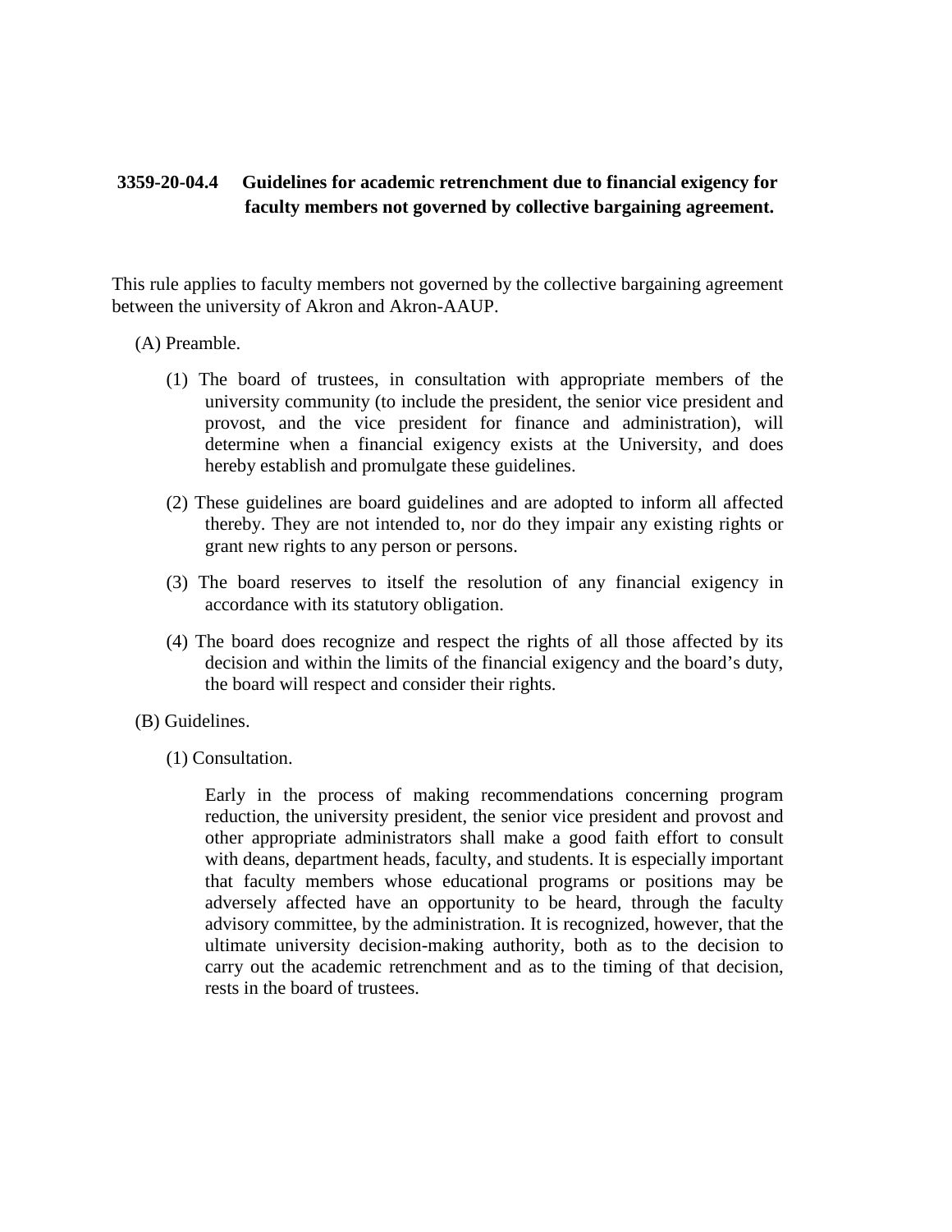# 3359-20-04.4 Guidelines for academic retrenchment due to financial exigency for faculty members not governed by collective bargaining agreement.

This rule applies to faculty members not governed by the collective bargaining agreement between the university of Akron and Akron-AAUP.

(A) Preamble.

(1) The board of trustees, in consultation with appropriate members of the university community (to include the president, the senior vice president and provost, and the vice president for finance and administration), will determine when a financial exigency exists at the University, and does hereby establish and promulgate these guidelines.

(2) These guidelines are board guidelines and are adopted to inform all affected thereby. They are not intended to, nor do they impair any existing rights or grant new rights to any person or persons.

(3) The board reserves to itself the resolution of any financial exigency in accordance with its statutory obligation.

(4) The board does recognize and respect the rights of all those affected by its decision and within the limits of the financial exigency and the board's duty, the board will respect and consider their rights.

(B) Guidelines.

(1) Consultation.

Early in the process of making recommendations concerning program reduction, the university president, the senior vice president and provost and other appropriate administrators shall make a good faith effort to consult with deans, department heads, faculty, and students. It is especially important that faculty members whose educational programs or positions may be adversely affected have an opportunity to be heard, through the faculty advisory committee, by the administration. It is recognized, however, that the ultimate university decision-making authority, both as to the decision to carry out the academic retrenchment and as to the timing of that decision, rests in the board of trustees.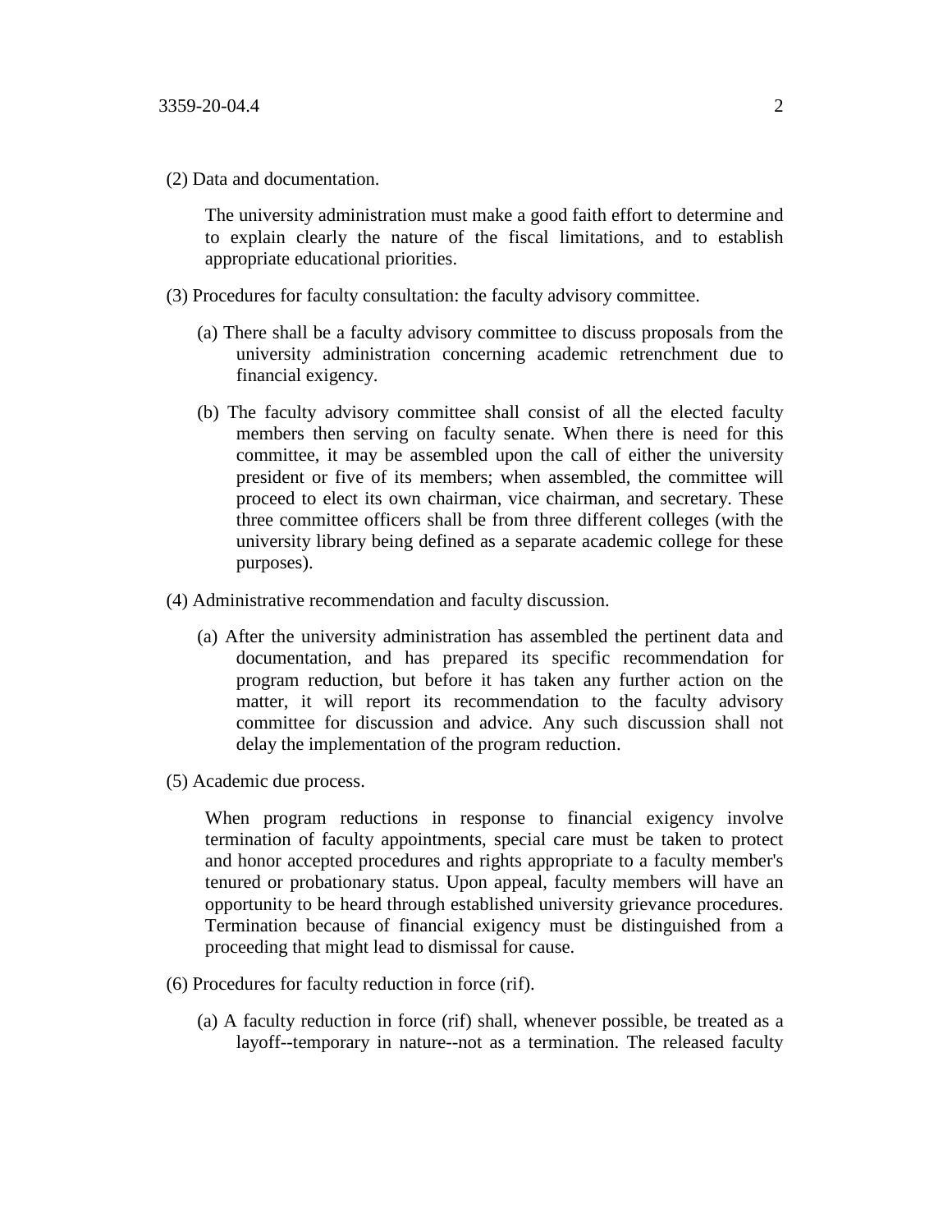(2) Data and documentation.

The university administration must make a good faith effort to determine and to explain clearly the nature of the fiscal limitations, and to establish appropriate educational priorities.

(3) Procedures for faculty consultation: the faculty advisory committee.

(a) There shall be a faculty advisory committee to discuss proposals from the university administration concerning academic retrenchment due to financial exigency.

(b) The faculty advisory committee shall consist of all the elected faculty members then serving on faculty senate. When there is need for this committee, it may be assembled upon the call of either the university president or five of its members; when assembled, the committee will proceed to elect its own chairman, vice chairman, and secretary. These three committee officers shall be from three different colleges (with the university library being defined as a separate academic college for these purposes).

(4) Administrative recommendation and faculty discussion.

(a) After the university administration has assembled the pertinent data and documentation, and has prepared its specific recommendation for program reduction, but before it has taken any further action on the matter, it will report its recommendation to the faculty advisory committee for discussion and advice. Any such discussion shall not delay the implementation of the program reduction.

(5) Academic due process.

When program reductions in response to financial exigency involve termination of faculty appointments, special care must be taken to protect and honor accepted procedures and rights appropriate to a faculty member's tenured or probationary status. Upon appeal, faculty members will have an opportunity to be heard through established university grievance procedures. Termination because of financial exigency must be distinguished from a proceeding that might lead to dismissal for cause.

(6) Procedures for faculty reduction in force (rif).

(a) A faculty reduction in force (rif) shall, whenever possible, be treated as a layoff--temporary in nature--not as a termination. The released faculty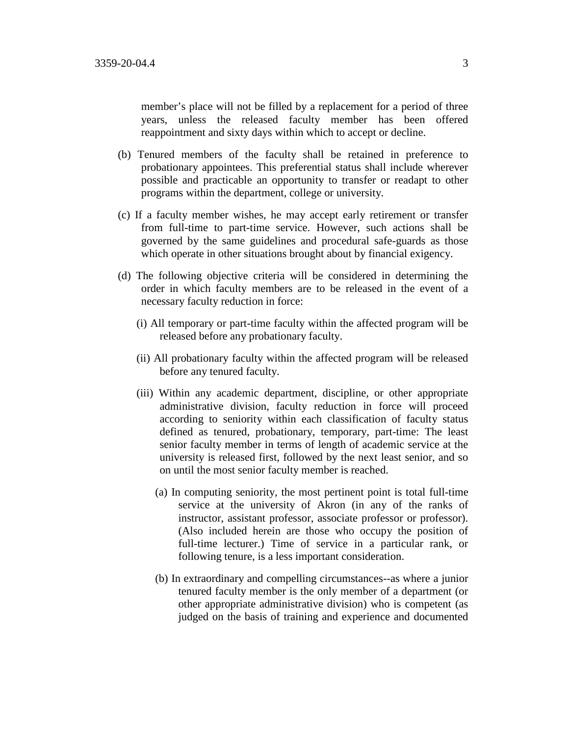member's place will not be filled by a replacement for a period of three years, unless the released faculty member has been offered reappointment and sixty days within which to accept or decline.

(b) Tenured members of the faculty shall be retained in preference to probationary appointees. This preferential status shall include wherever possible and practicable an opportunity to transfer or readapt to other programs within the department, college or university.

(c) If a faculty member wishes, he may accept early retirement or transfer from full-time to part-time service. However, such actions shall be governed by the same guidelines and procedural safe-guards as those which operate in other situations brought about by financial exigency.

(d) The following objective criteria will be considered in determining the order in which faculty members are to be released in the event of a necessary faculty reduction in force:

(i) All temporary or part-time faculty within the affected program will be released before any probationary faculty.

(ii) All probationary faculty within the affected program will be released before any tenured faculty.

(iii) Within any academic department, discipline, or other appropriate administrative division, faculty reduction in force will proceed according to seniority within each classification of faculty status defined as tenured, probationary, temporary, part-time: The least senior faculty member in terms of length of academic service at the university is released first, followed by the next least senior, and so on until the most senior faculty member is reached.

(a) In computing seniority, the most pertinent point is total full-time service at the university of Akron (in any of the ranks of instructor, assistant professor, associate professor or professor). (Also included herein are those who occupy the position of full-time lecturer.) Time of service in a particular rank, or following tenure, is a less important consideration.

(b) In extraordinary and compelling circumstances--as where a junior tenured faculty member is the only member of a department (or other appropriate administrative division) who is competent (as judged on the basis of training and experience and documented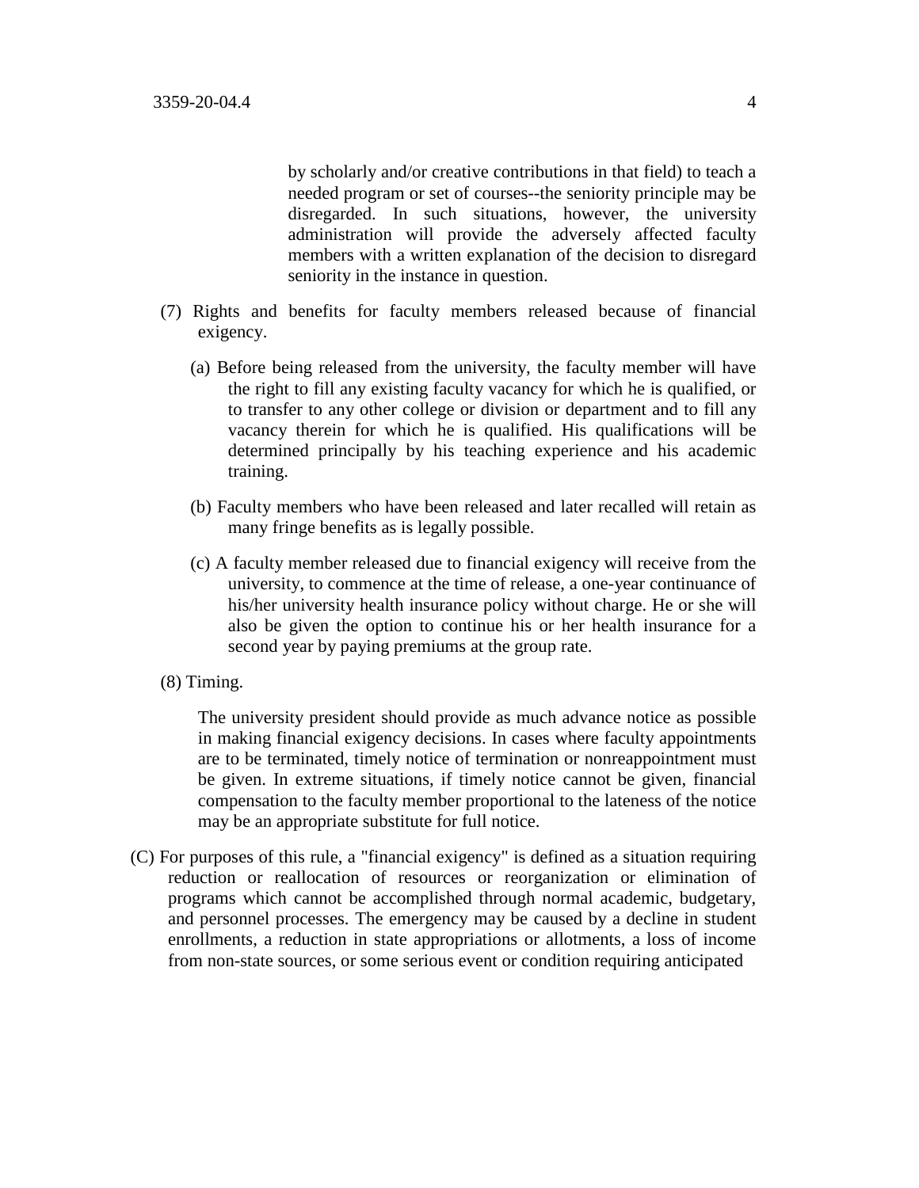by scholarly and/or creative contributions in that field) to teach a needed program or set of courses--the seniority principle may be disregarded. In such situations, however, the university administration will provide the adversely affected faculty members with a written explanation of the decision to disregard seniority in the instance in question.

(7) Rights and benefits for faculty members released because of financial exigency.

(a) Before being released from the university, the faculty member will have the right to fill any existing faculty vacancy for which he is qualified, or to transfer to any other college or division or department and to fill any vacancy therein for which he is qualified. His qualifications will be determined principally by his teaching experience and his academic training.

(b) Faculty members who have been released and later recalled will retain as many fringe benefits as is legally possible.

(c) A faculty member released due to financial exigency will receive from the university, to commence at the time of release, a one-year continuance of his/her university health insurance policy without charge. He or she will also be given the option to continue his or her health insurance for a second year by paying premiums at the group rate.

(8) Timing.

The university president should provide as much advance notice as possible in making financial exigency decisions. In cases where faculty appointments are to be terminated, timely notice of termination or nonreappointment must be given. In extreme situations, if timely notice cannot be given, financial compensation to the faculty member proportional to the lateness of the notice may be an appropriate substitute for full notice.

(C) For purposes of this rule, a "financial exigency" is defined as a situation requiring reduction or reallocation of resources or reorganization or elimination of programs which cannot be accomplished through normal academic, budgetary, and personnel processes. The emergency may be caused by a decline in student enrollments, a reduction in state appropriations or allotments, a loss of income from non-state sources, or some serious event or condition requiring anticipated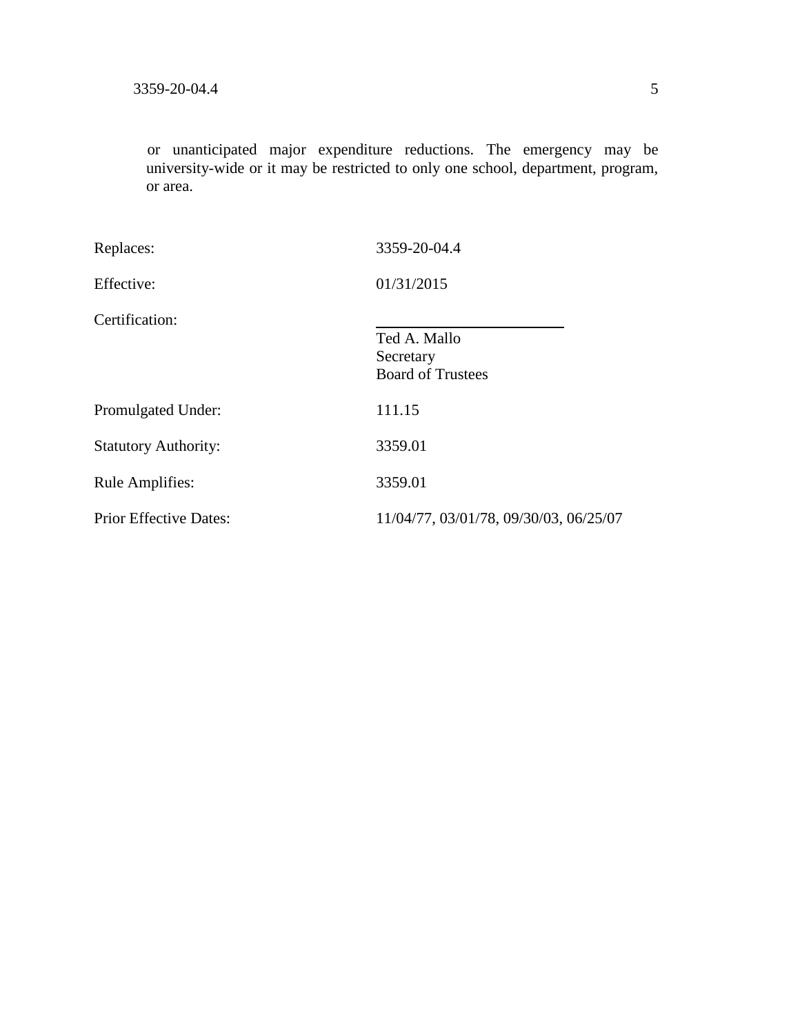or unanticipated major expenditure reductions. The emergency may be university-wide or it may be restricted to only one school, department, program, or area.

| | |
|---|---|
| Replaces: | 3359-20-04.4 |
| Effective: | 01/31/2015 |
| Certification: | \_\_\_\_\_\_\_\_\_\_\_\_\_\_\_\_\_\_\_\_\_\_\_\_ Ted A. Mallo Secretary Board of Trustees |
| Promulgated Under: | 111.15 |
| Statutory Authority: | 3359.01 |
| Rule Amplifies: | 3359.01 |
| Prior Effective Dates: | 11/04/77, 03/01/78, 09/30/03, 06/25/07 |